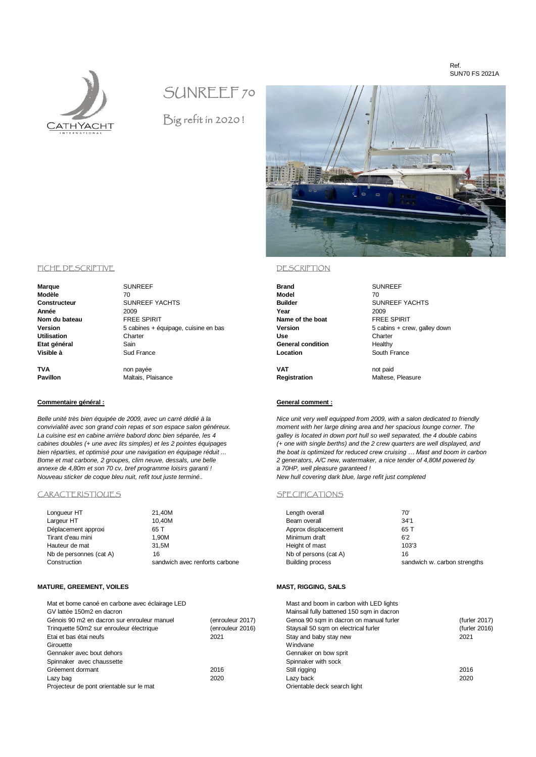Ref.
SUN70 FS 2021A

# SUNREEF 70

Big refit in 2020 !

## FICHE DESCRIPTIVE

| | |
|---|---|
| **Marque** | SUNREEF |
| **Modèle** | 70 |
| **Constructeur** | SUNREEF YACHTS |
| **Année** | 2009 |
| **Nom du bateau** | FREE SPIRIT |
| **Version** | 5 cabines + équipage, cuisine en bas |
| **Utilisation** | Charter |
| **Etat général** | Sain |
| **Visible à** | Sud France |
| **TVA** | non payée |
| **Pavillon** | Maltais, Plaisance |

**Commentaire général :**

*Belle unité très bien équipée de 2009, avec un carré dédié à la convivialité avec son grand coin repas et son espace salon généreux. La cuisine est en cabine arrière babord donc bien séparée, les 4 cabines doubles (+ une avec lits simples) et les 2 pointes équipages bien réparties, et optimisé pour une navigation en équipage réduit ... Bome et mat carbone, 2 groupes, clim neuve, dessals, une belle annexe de 4,80m et son 70 cv, bref programme loisirs garanti ! Nouveau sticker de coque bleu nuit, refit tout juste terminé..*

## CARACTERISTIQUES

| | |
|---|---|
| Longueur HT | 21,40M |
| Largeur HT | 10,40M |
| Déplacement approxi | 65 T |
| Tirant d'eau mini | 1,90M |
| Hauteur de mat | 31,5M |
| Nb de personnes (cat A) | 16 |
| Construction | sandwich avec renforts carbone |

**MATURE, GREEMENT, VOILES**

| | |
|---|---|
| Mat et bome canoé en carbone avec éclairage LED | |
| GV lattée 150m2 en dacron | |
| Génois 90 m2 en dacron sur enrouleur manuel | (enrouleur 2017) |
| Trinquette 50m2 sur enrouleur électrique | (enrouleur 2016) |
| Etai et bas étai neufs | 2021 |
| Girouette | |
| Gennaker avec bout dehors | |
| Spinnaker avec chaussette | |
| Gréement dormant | 2016 |
| Lazy bag | 2020 |
| Projecteur de pont orientable sur le mat | |

## DESCRIPTION

| | |
|---|---|
| **Brand** | SUNREEF |
| **Model** | 70 |
| **Builder** | SUNREEF YACHTS |
| **Year** | 2009 |
| **Name of the boat** | FREE SPIRIT |
| **Version** | 5 cabins + crew, galley down |
| **Use** | Charter |
| **General condition** | Healthy |
| **Location** | South France |
| **VAT** | not paid |
| **Registration** | Maltese, Pleasure |

**General comment :**

*Nice unit very well equipped from 2009, with a salon dedicated to friendly moment with her large dining area and her spacious lounge corner. The galley is located in down port hull so well separated, the 4 double cabins (+ one with single berths) and the 2 crew quarters are well displayed, and the boat is optimized for reduced crew cruising … Mast and boom in carbon 2 generators, A/C new, watermaker, a nice tender of 4,80M powered by a 70HP, well pleasure garanteed !*
*New hull covering dark blue, large refit just completed*

## SPECIFICATIONS

| | |
|---|---|
| Length overall | 70' |
| Beam overall | 34'1 |
| Approx displacement | 65 T |
| Minimum draft | 6'2 |
| Height of mast | 103'3 |
| Nb of persons (cat A) | 16 |
| Building process | sandwich w. carbon strengths |

**MAST, RIGGING, SAILS**

| | |
|---|---|
| Mast and boom in carbon with LED lights | |
| Mainsail fully battened 150 sqm in dacron | |
| Genoa 90 sqm in dacron on manual furler | (furler 2017) |
| Staysail 50 sqm on electrical furler | (furler 2016) |
| Stay and baby stay new | 2021 |
| Windvane | |
| Gennaker on bow sprit | |
| Spinnaker with sock | |
| Still rigging | 2016 |
| Lazy back | 2020 |
| Orientable deck search light | |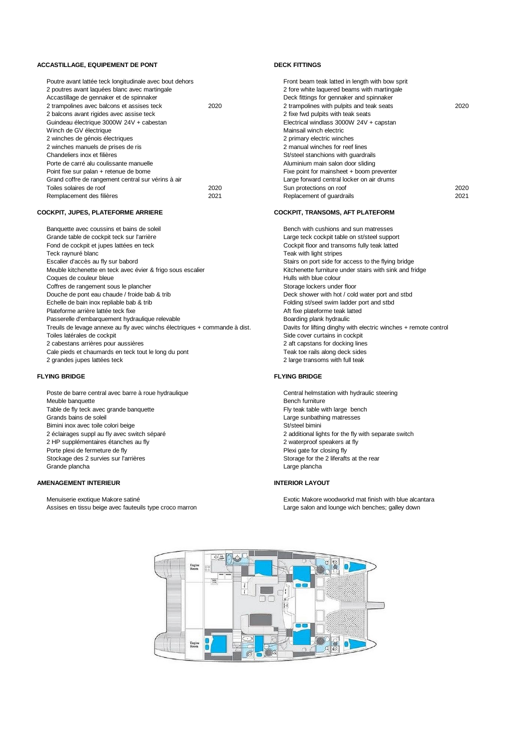| ACCASTILLAGE, EQUIPEMENT DE PONT | | DECK FITTINGS | |
|---|---|---|---|
| Poutre avant lattée teck longitudinale avec bout dehors | | Front beam teak latted in length with bow sprit | |
| 2 poutres avant laquées blanc avec martingale | | 2 fore white laquered beams with martingale | |
| Accastillage de gennaker et de spinnaker | | Deck fittings for gennaker and spinnaker | |
| 2 trampolines avec balcons et assises teck | 2020 | 2 trampolines with pulpits and teak seats | 2020 |
| 2 balcons avant rigides avec assise teck | | 2 fixe fwd pulpits with teak seats | |
| Guindeau électrique 3000W 24V + cabestan | | Electrical windlass 3000W 24V + capstan | |
| Winch de GV électrique | | Mainsail winch electric | |
| 2 winches de génois électriques | | 2 primary electric winches | |
| 2 winches manuels de prises de ris | | 2 manual winches for reef lines | |
| Chandeliers inox et filières | | St/steel stanchions with guardrails | |
| Porte de carré alu coulissante manuelle | | Aluminium main salon door sliding | |
| Point fixe sur palan + retenue de bome | | Fixe point for mainsheet + boom preventer | |
| Grand coffre de rangement central sur vérins à air | | Large forward central locker on air drums | |
| Toiles solaires de roof | 2020 | Sun protections on roof | 2020 |
| Remplacement des filières | 2021 | Replacement of guardrails | 2021 |

| COCKPIT, JUPES, PLATEFORME ARRIERE | COCKPIT, TRANSOMS, AFT PLATEFORM |
|---|---|
| Banquette avec coussins et bains de soleil | Bench with cushions and sun matresses |
| Grande table de cockpit teck sur l'arrière | Large teck cockpit table on st/steel support |
| Fond de cockpit et jupes lattées en teck | Cockpit floor and transoms fully teak latted |
| Teck raynuré blanc | Teak with light stripes |
| Escalier d'accès au fly sur babord | Stairs on port side for access to the flying bridge |
| Meuble kitchenette en teck avec évier & frigo sous escalier | Kitchenette furniture under stairs with sink and fridge |
| Coques de couleur bleue | Hulls with blue colour |
| Coffres de rangement sous le plancher | Storage lockers under floor |
| Douche de pont eau chaude / froide bab & trib | Deck shower with hot / cold water port and stbd |
| Echelle de bain inox repliable bab & trib | Folding st/seel swim ladder port and stbd |
| Plateforme arrière lattée teck fixe | Aft fixe plateforme teak latted |
| Passerelle d'embarquement hydraulique relevable | Boarding plank hydraulic |
| Treuils de levage annexe au fly avec winchs électriques + commande à dist. | Davits for lifting dinghy with electric winches + remote control |
| Toiles latérales de cockpit | Side cover curtains in cockpit |
| 2 cabestans arrières pour aussières | 2 aft capstans for docking lines |
| Cale pieds et chaumards en teck tout le long du pont | Teak toe rails along deck sides |
| 2 grandes jupes lattées teck | 2 large transoms with full teak |

| FLYING BRIDGE | FLYING BRIDGE |
|---|---|
| Poste de barre central avec barre à roue hydraulique | Central helmstation with hydraulic steering |
| Meuble banquette | Bench furniture |
| Table de fly teck avec grande banquette | Fly teak table with large bench |
| Grands bains de soleil | Large sunbathing matresses |
| Bimini inox avec toile colori beige | St/steel bimini |
| 2 éclairages suppl au fly avec switch séparé | 2 additional lights for the fly with separate switch |
| 2 HP supplémentaires étanches au fly | 2 waterproof speakers at fly |
| Porte plexi de fermeture de fly | Plexi gate for closing fly |
| Stockage des 2 survies sur l'arrières | Storage for the 2 liferafts at the rear |
| Grande plancha | Large plancha |

| AMENAGEMENT INTERIEUR | INTERIOR LAYOUT |
|---|---|
| Menuiserie exotique Makore satiné | Exotic Makore woodworkd mat finish with blue alcantara |
| Assises en tissu beige avec fauteuils type croco marron | Large salon and lounge wich benches; galley down |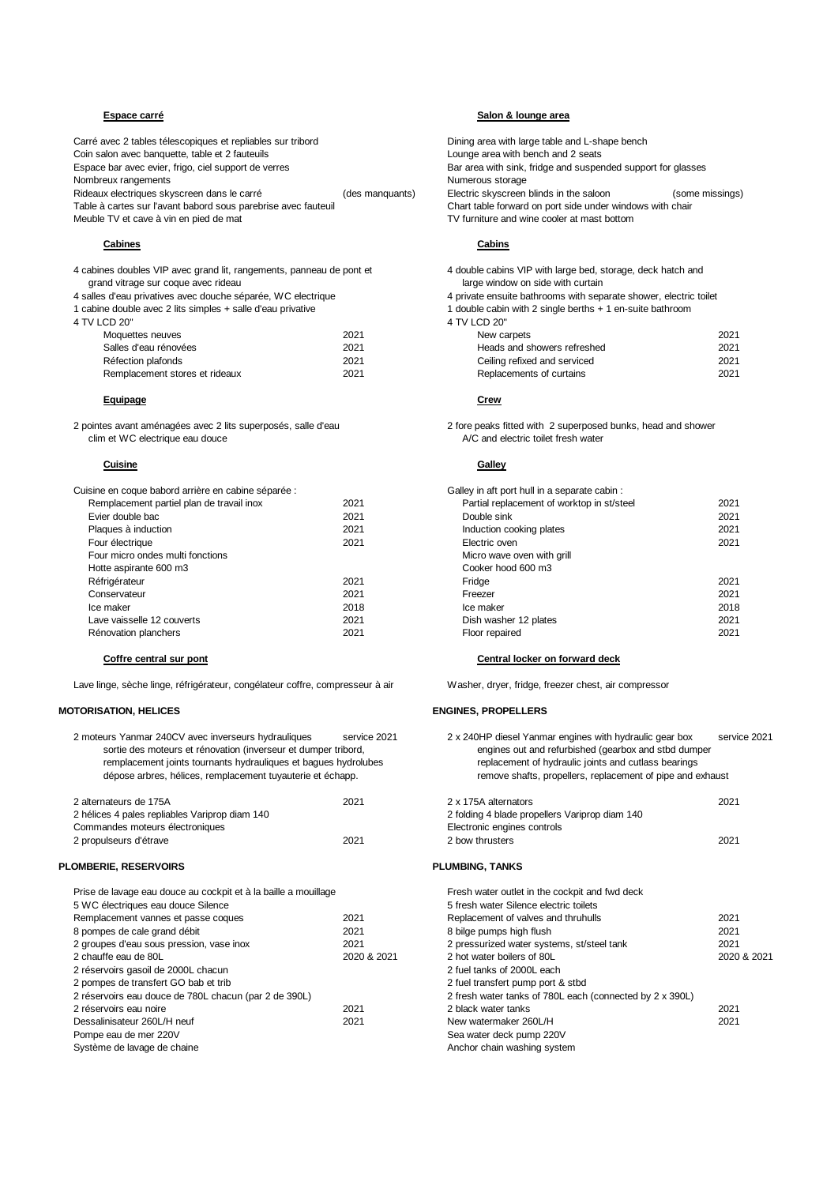#### Espace carré

Carré avec 2 tables télescopiques et repliables sur tribord
Coin salon avec banquette, table et 2 fauteuils
Espace bar avec evier, frigo, ciel support de verres
Nombreux rangements
Rideaux electriques skyscreen dans le carré (des manquants)
Table à cartes sur l'avant babord sous parebrise avec fauteuil
Meuble TV et cave à vin en pied de mat

#### Cabines

4 cabines doubles VIP avec grand lit, rangements, panneau de pont et grand vitrage sur coque avec rideau
4 salles d'eau privatives avec douche séparée, WC electrique
1 cabine double avec 2 lits simples + salle d'eau privative
4 TV LCD 20"

| | |
|---|---|
| Moquettes neuves | 2021 |
| Salles d'eau rénovées | 2021 |
| Réfection plafonds | 2021 |
| Remplacement stores et rideaux | 2021 |

#### Equipage

2 pointes avant aménagées avec 2 lits superposés, salle d'eau clim et WC electrique eau douce

#### Cuisine

Cuisine en coque babord arrière en cabine séparée :

| | |
|---|---|
| Remplacement partiel plan de travail inox | 2021 |
| Evier double bac | 2021 |
| Plaques à induction | 2021 |
| Four électrique | 2021 |
| Four micro ondes multi fonctions | |
| Hotte aspirante 600 m3 | |
| Réfrigérateur | 2021 |
| Conservateur | 2021 |
| Ice maker | 2018 |
| Lave vaisselle 12 couverts | 2021 |
| Rénovation planchers | 2021 |

#### Coffre central sur pont

Lave linge, sèche linge, réfrigérateur, congélateur coffre, compresseur à air

### MOTORISATION, HELICES

2 moteurs Yanmar 240CV avec inverseurs hydrauliques service 2021
sortie des moteurs et rénovation (inverseur et dumper tribord, remplacement joints tournants hydrauliques et bagues hydrolubes dépose arbres, hélices, remplacement tuyauterie et échapp.

| | |
|---|---|
| 2 alternateurs de 175A | 2021 |
| 2 hélices 4 pales repliables Variprop diam 140 | |
| Commandes moteurs électroniques | |
| 2 propulseurs d'étrave | 2021 |

### PLOMBERIE, RESERVOIRS

| | |
|---|---|
| Prise de lavage eau douce au cockpit et à la baille à mouillage | |
| 5 WC électriques eau douce Silence | |
| Remplacement vannes et passe coques | 2021 |
| 8 pompes de cale grand débit | 2021 |
| 2 groupes d'eau sous pression, vase inox | 2021 |
| 2 chauffe eau de 80L | 2020 & 2021 |
| 2 réservoirs gasoil de 2000L chacun | |
| 2 pompes de transfert GO bab et trib | |
| 2 réservoirs eau douce de 780L chacun (par 2 de 390L) | |
| 2 réservoirs eau noire | 2021 |
| Dessalinisateur 260L/H neuf | 2021 |
| Pompe eau de mer 220V | |
| Système de lavage de chaine | |

#### Salon & lounge area

Dining area with large table and L-shape bench
Lounge area with bench and 2 seats
Bar area with sink, fridge and suspended support for glasses
Numerous storage
Electric skyscreen blinds in the saloon (some missings)
Chart table forward on port side under windows with chair
TV furniture and wine cooler at mast bottom

#### Cabins

4 double cabins VIP with large bed, storage, deck hatch and large window on side with curtain
4 private ensuite bathrooms with separate shower, electric toilet
1 double cabin with 2 single berths + 1 en-suite bathroom
4 TV LCD 20"

| | |
|---|---|
| New carpets | 2021 |
| Heads and showers refreshed | 2021 |
| Ceiling refixed and serviced | 2021 |
| Replacements of curtains | 2021 |

#### Crew

2 fore peaks fitted with 2 superposed bunks, head and shower A/C and electric toilet fresh water

#### Galley

Galley in aft port hull in a separate cabin :

| | |
|---|---|
| Partial replacement of worktop in st/steel | 2021 |
| Double sink | 2021 |
| Induction cooking plates | 2021 |
| Electric oven | 2021 |
| Micro wave oven with grill | |
| Cooker hood 600 m3 | |
| Fridge | 2021 |
| Freezer | 2021 |
| Ice maker | 2018 |
| Dish washer 12 plates | 2021 |
| Floor repaired | 2021 |

#### Central locker on forward deck

Washer, dryer, fridge, freezer chest, air compressor

### ENGINES, PROPELLERS

2 x 240HP diesel Yanmar engines with hydraulic gear box service 2021
engines out and refurbished (gearbox and stbd dumper replacement of hydraulic joints and cutlass bearings remove shafts, propellers, replacement of pipe and exhaust

| | |
|---|---|
| 2 x 175A alternators | 2021 |
| 2 folding 4 blade propellers Variprop diam 140 | |
| Electronic engines controls | |
| 2 bow thrusters | 2021 |

### PLUMBING, TANKS

| | |
|---|---|
| Fresh water outlet in the cockpit and fwd deck | |
| 5 fresh water Silence electric toilets | |
| Replacement of valves and thruhulls | 2021 |
| 8 bilge pumps high flush | 2021 |
| 2 pressurized water systems, st/steel tank | 2021 |
| 2 hot water boilers of 80L | 2020 & 2021 |
| 2 fuel tanks of 2000L each | |
| 2 fuel transfert pump port & stbd | |
| 2 fresh water tanks of 780L each (connected by 2 x 390L) | |
| 2 black water tanks | 2021 |
| New watermaker 260L/H | 2021 |
| Sea water deck pump 220V | |
| Anchor chain washing system | |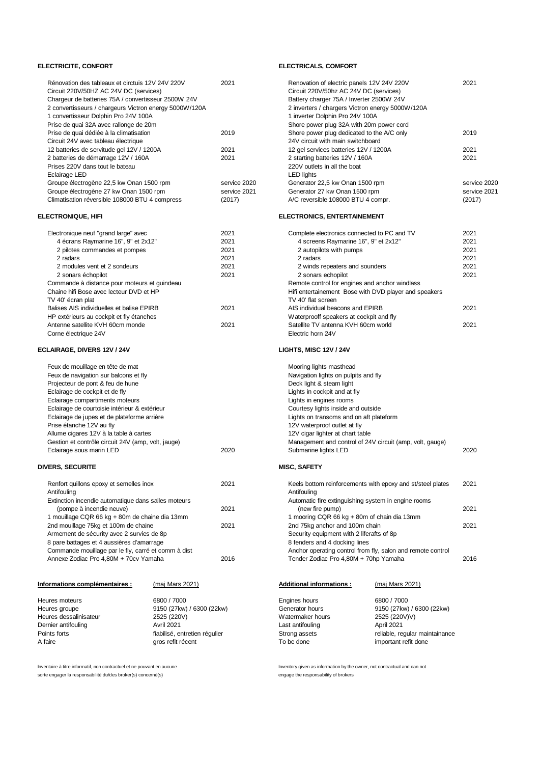## ELECTRICITE, CONFORT

| | |
|---|---|
| Rénovation des tableaux et circtuis 12V 24V 220V | 2021 |
| Circuit 220V/50HZ AC 24V DC (services) | |
| Chargeur de batteries 75A / convertisseur 2500W 24V | |
| 2 convertisseurs / chargeurs Victron energy 5000W/120A | |
| 1 convertisseur Dolphin Pro 24V 100A | |
| Prise de quai 32A avec rallonge de 20m | |
| Prise de quai dédiée à la climatisation | 2019 |
| Circuit 24V avec tableau électrique | |
| 12 batteries de servitude gel 12V / 1200A | 2021 |
| 2 batteries de démarrage 12V / 160A | 2021 |
| Prises 220V dans tout le bateau | |
| Eclairage LED | |
| Groupe électrogène 22,5 kw Onan 1500 rpm | service 2020 |
| Groupe électrogène 27 kw Onan 1500 rpm | service 2021 |
| Climatisation réversible 108000 BTU 4 compress | (2017) |

## ELECTRONIQUE, HIFI

| | |
|---|---|
| Electronique neuf "grand large" avec | 2021 |
| 4 écrans Raymarine 16", 9" et 2x12" | 2021 |
| 2 pilotes commandes et pompes | 2021 |
| 2 radars | 2021 |
| 2 modules vent et 2 sondeurs | 2021 |
| 2 sonars échopilot | 2021 |
| Commande à distance pour moteurs et guindeau | |
| Chaine hifi Bose avec lecteur DVD et HP | |
| TV 40' écran plat | |
| Balises AIS individuelles et balise EPIRB | 2021 |
| HP extérieurs au cockpit et fly étanches | |
| Antenne satellite KVH 60cm monde | 2021 |
| Corne électrique 24V | |

## ECLAIRAGE, DIVERS 12V / 24V

| | |
|---|---|
| Feux de mouillage en tête de mat | |
| Feux de navigation sur balcons et fly | |
| Projecteur de pont & feu de hune | |
| Eclairage de cockpit et de fly | |
| Eclairage compartiments moteurs | |
| Eclairage de courtoisie intérieur & extérieur | |
| Eclairage de jupes et de plateforme arrière | |
| Prise étanche 12V au fly | |
| Allume cigares 12V à la table à cartes | |
| Gestion et contrôle circuit 24V (amp, volt, jauge) | |
| Eclairage sous marin LED | 2020 |

## DIVERS, SECURITE

| | |
|---|---|
| Renfort quillons epoxy et semelles inox | 2021 |
| Antifouling | |
| Extinction incendie automatique dans salles moteurs | |
| (pompe à incendie neuve) | 2021 |
| 1 mouillage CQR 66 kg + 80m de chaine dia 13mm | |
| 2nd mouillage 75kg et 100m de chaine | 2021 |
| Armement de sécurity avec 2 survies de 8p | |
| 8 pare battages et 4 aussières d'amarrage | |
| Commande mouillage par le fly, carré et comm à dist | |
| Annexe Zodiac Pro 4,80M + 70cv Yamaha | 2016 |

**Informations complémentaires :** (maj Mars 2021)

| | |
|---|---|
| Heures moteurs | 6800 / 7000 |
| Heures groupe | 9150 (27kw) / 6300 (22kw) |
| Heures dessalinisateur | 2525 (220V) |
| Dernier antifouling | Avril 2021 |
| Points forts | fiabilisé, entretien régulier |
| A faire | gros refit récent |

Inventaire à titre informatif, non contractuel et ne pouvant en aucune sorte engager la responsabilité du/des broker(s) concerné(s)

## ELECTRICALS, COMFORT

| | |
|---|---|
| Renovation of electric panels 12V 24V 220V | 2021 |
| Circuit 220V/50hz AC 24V DC (services) | |
| Battery charger 75A / Inverter 2500W 24V | |
| 2 inverters / chargers Victron energy 5000W/120A | |
| 1 inverter Dolphin Pro 24V 100A | |
| Shore power plug 32A with 20m power cord | |
| Shore power plug dedicated to the A/C only | 2019 |
| 24V circuit with main switchboard | |
| 12 gel services batteries 12V / 1200A | 2021 |
| 2 starting batteries 12V / 160A | 2021 |
| 220V outlets in all the boat | |
| LED lights | |
| Generator 22,5 kw Onan 1500 rpm | service 2020 |
| Generator 27 kw Onan 1500 rpm | service 2021 |
| A/C reversible 108000 BTU 4 compr. | (2017) |

## ELECTRONICS, ENTERTAINEMENT

| | |
|---|---|
| Complete electronics connected to PC and TV | 2021 |
| 4 screens Raymarine 16", 9" et 2x12" | 2021 |
| 2 autopilots with pumps | 2021 |
| 2 radars | 2021 |
| 2 winds repeaters and sounders | 2021 |
| 2 sonars echopilot | 2021 |
| Remote control for engines and anchor windlass | |
| Hifi entertainement Bose with DVD player and speakers | |
| TV 40' flat screen | |
| AIS individual beacons and EPIRB | 2021 |
| Waterprooff speakers at cockpit and fly | |
| Satellite TV antenna KVH 60cm world | 2021 |
| Electric horn 24V | |

## LIGHTS, MISC 12V / 24V

| | |
|---|---|
| Mooring lights masthead | |
| Navigation lights on pulpits and fly | |
| Deck light & steam light | |
| Lights in cockpit and at fly | |
| Lights in engines rooms | |
| Courtesy lights inside and outside | |
| Lights on transoms and on aft plateform | |
| 12V waterproof outlet at fly | |
| 12V cigar lighter at chart table | |
| Management and control of 24V circuit (amp, volt, gauge) | |
| Submarine lights LED | 2020 |

## MISC, SAFETY

| | |
|---|---|
| Keels bottom reinforcements with epoxy and st/steel plates | 2021 |
| Antifouling | |
| Automatic fire extinguishing system in engine rooms | |
| (new fire pump) | 2021 |
| 1 mooring CQR 66 kg + 80m of chain dia 13mm | |
| 2nd 75kg anchor and 100m chain | 2021 |
| Security equipment with 2 liferafts of 8p | |
| 8 fenders and 4 docking lines | |
| Anchor operating control from fly, salon and remote control | |
| Tender Zodiac Pro 4,80M + 70hp Yamaha | 2016 |

**Additional informations :** (maj Mars 2021)

| | |
|---|---|
| Engines hours | 6800 / 7000 |
| Generator hours | 9150 (27kw) / 6300 (22kw) |
| Watermaker hours | 2525 (220V)V) |
| Last antifouling | April 2021 |
| Strong assets | reliable, regular maintainance |
| To be done | important refit done |

Inventory given as information by the owner, not contractual and can not engage the responsability of brokers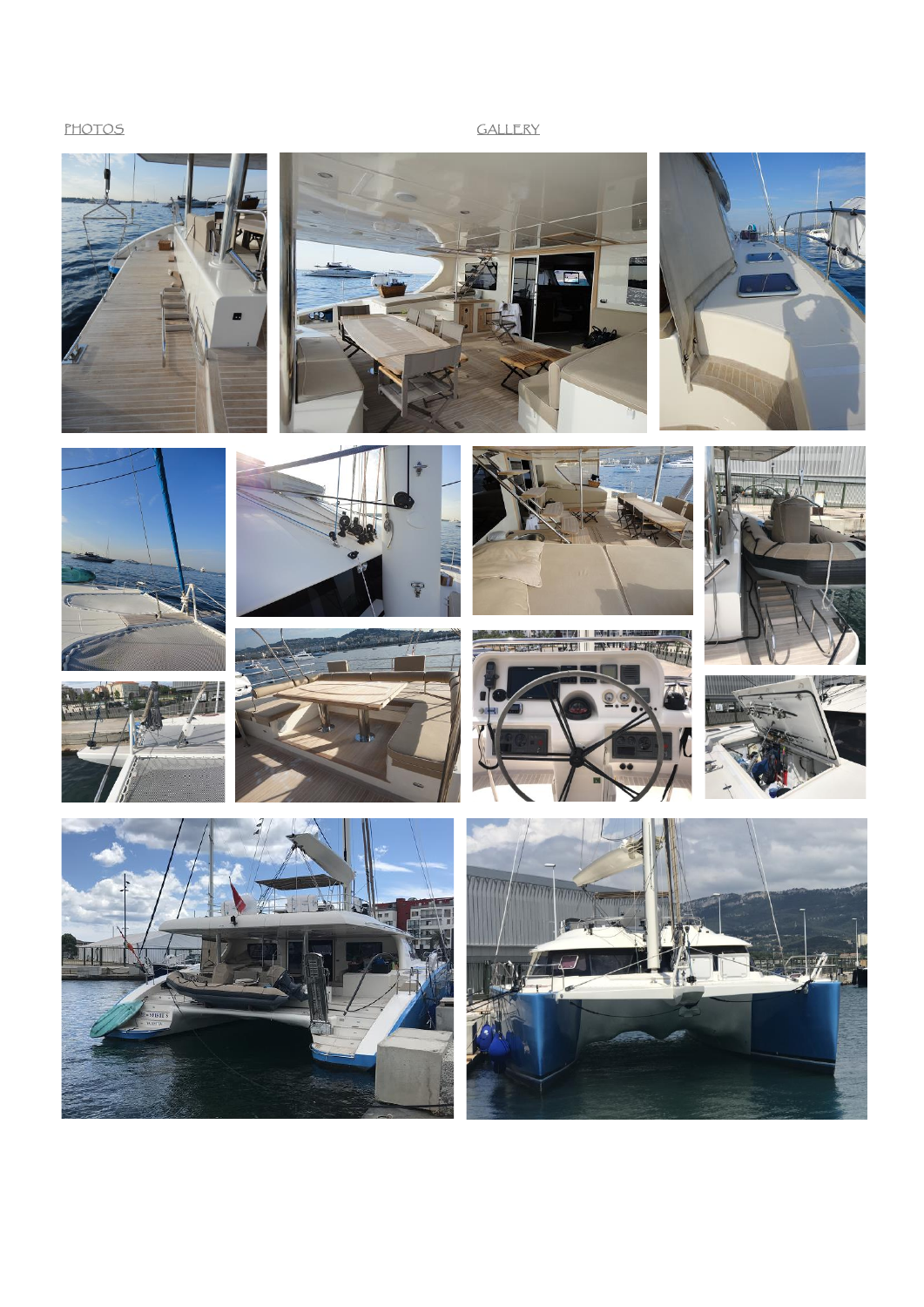PHOTOS GALLERY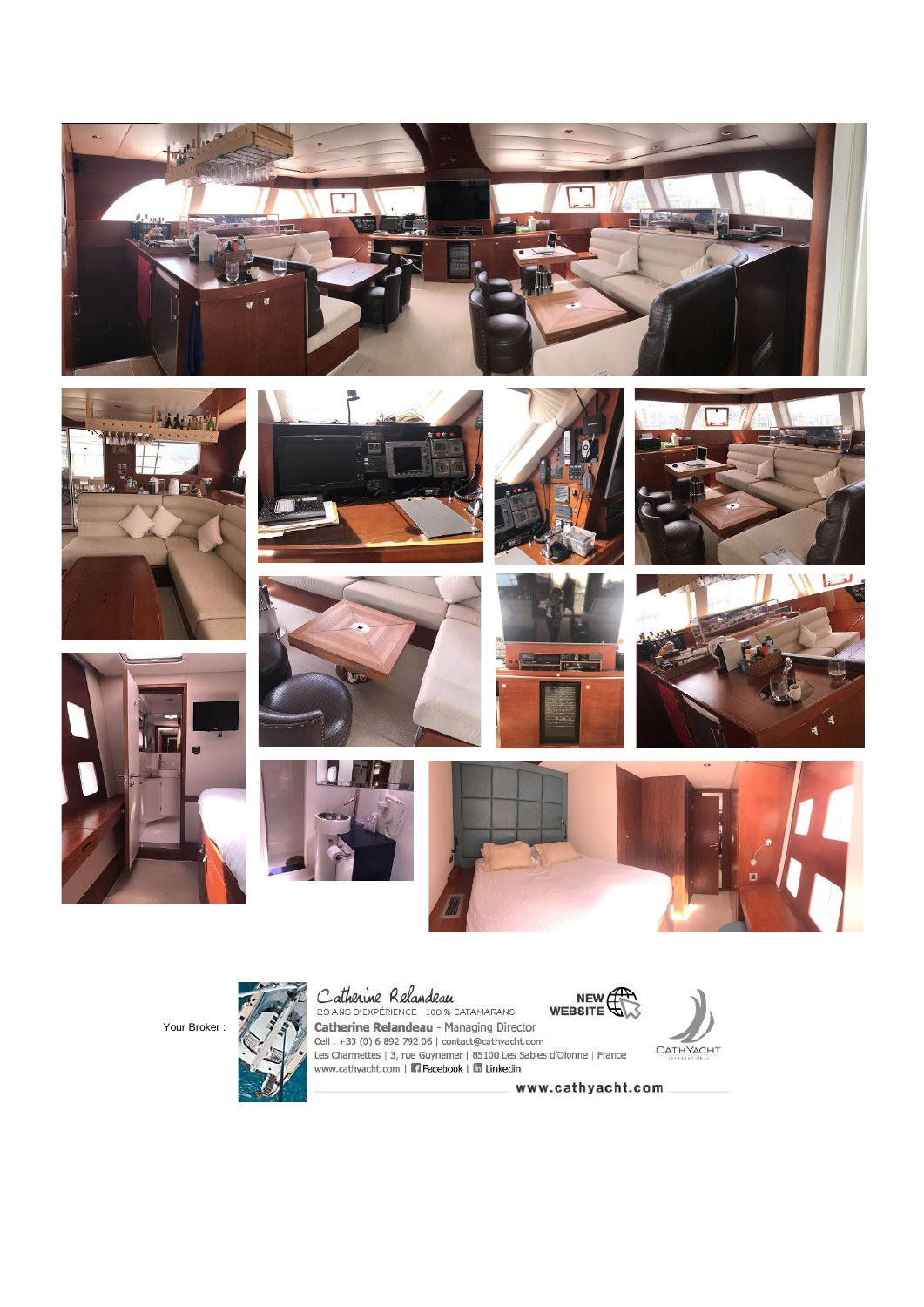Your Broker :

Catherine Relandeau

29 ANS D'EXPÉRIENCE - 100 % CATAMARANS

**Catherine Relandeau** - Managing Director

Cell . +33 (0) 6 892 792 06 | contact@cathyacht.com

Les Charmettes | 3, rue Guynemer | 85100 Les Sables d'Olonne | France

www.cathyacht.com | Facebook | Linkedin

NEW WEBSITE

CATHYACHT INTERNATIONAL

www.cathyacht.com